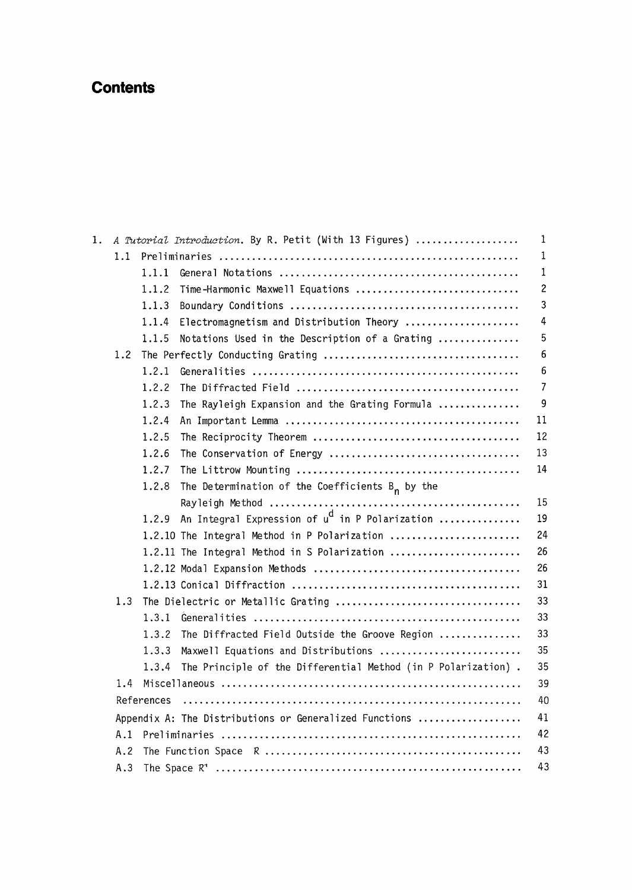# Contents

1. *A Tutorial Introduction*. By R. Petit (With 13 Figures) .................. 1
   - 1.1 Preliminaries .................................................. 1
     - 1.1.1 General Notations ........................................ 1
     - 1.1.2 Time-Harmonic Maxwell Equations .......................... 2
     - 1.1.3 Boundary Conditions ...................................... 3
     - 1.1.4 Electromagnetism and Distribution Theory ................. 4
     - 1.1.5 Notations Used in the Description of a Grating ........... 5
   - 1.2 The Perfectly Conducting Grating ............................... 6
     - 1.2.1 Generalities ............................................. 6
     - 1.2.2 The Diffracted Field ..................................... 7
     - 1.2.3 The Rayleigh Expansion and the Grating Formula ........... 9
     - 1.2.4 An Important Lemma ....................................... 11
     - 1.2.5 The Reciprocity Theorem .................................. 12
     - 1.2.6 The Conservation of Energy ............................... 13
     - 1.2.7 The Littrow Mounting ..................................... 14
     - 1.2.8 The Determination of the Coefficients $B_n$ by the Rayleigh Method .......................................... 15
     - 1.2.9 An Integral Expression of $u^d$ in P Polarization .............. 19
     - 1.2.10 The Integral Method in P Polarization ................... 24
     - 1.2.11 The Integral Method in S Polarization ................... 26
     - 1.2.12 Modal Expansion Methods ................................. 26
     - 1.2.13 Conical Diffraction ..................................... 31
   - 1.3 The Dielectric or Metallic Grating ............................. 33
     - 1.3.1 Generalities ............................................. 33
     - 1.3.2 The Diffracted Field Outside the Groove Region ........... 33
     - 1.3.3 Maxwell Equations and Distributions ...................... 35
     - 1.3.4 The Principle of the Differential Method (in P Polarization) . 35
   - 1.4 Miscellaneous .................................................. 39
   - References ......................................................... 40
   - Appendix A: The Distributions or Generalized Functions ............ 41
   - A.1 Preliminaries .................................................. 42
   - A.2 The Function Space R ........................................... 43
   - A.3 The Space R' ................................................... 43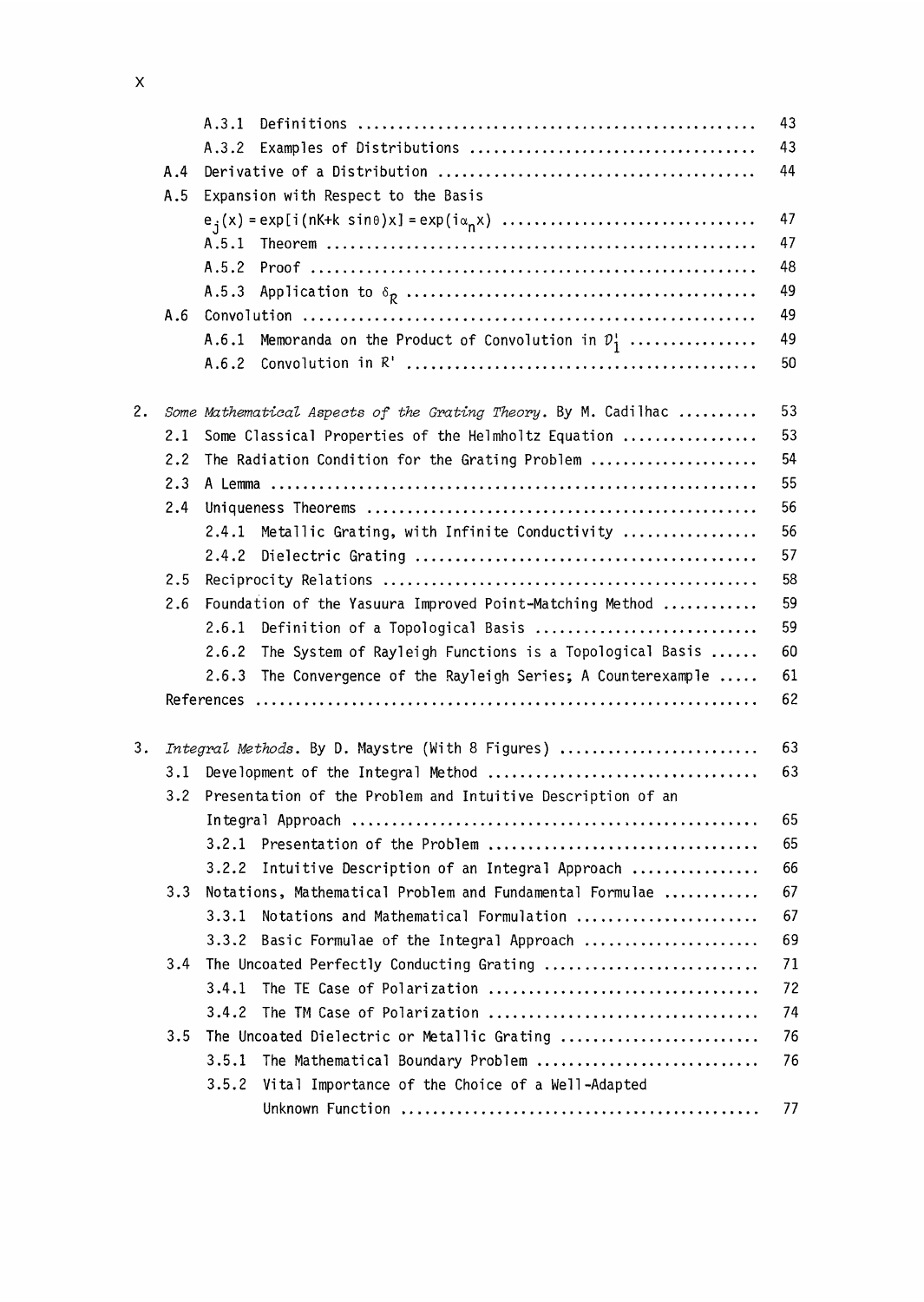| | | | |
|---|---|---|---|
| | A.3.1 | Definitions | 43 |
| | A.3.2 | Examples of Distributions | 43 |
| A.4 | | Derivative of a Distribution | 44 |
| A.5 | | Expansion with Respect to the Basis $e_j(x) = \exp[i(nK+k\ \sin\theta)x] = \exp(i\alpha_n x)$ | 47 |
| | A.5.1 | Theorem | 47 |
| | A.5.2 | Proof | 48 |
| | A.5.3 | Application to $\delta_R$ | 49 |
| A.6 | | Convolution | 49 |
| | A.6.1 | Memoranda on the Product of Convolution in $\mathcal{D}_1'$ | 49 |
| | A.6.2 | Convolution in $\mathcal{R}'$ | 50 |

**2.** *Some Mathematical Aspects of the Grating Theory*. By M. Cadilhac ......... 53

| | | | |
|---|---|---|---|
| 2.1 | | Some Classical Properties of the Helmholtz Equation | 53 |
| 2.2 | | The Radiation Condition for the Grating Problem | 54 |
| 2.3 | | A Lemma | 55 |
| 2.4 | | Uniqueness Theorems | 56 |
| | 2.4.1 | Metallic Grating, with Infinite Conductivity | 56 |
| | 2.4.2 | Dielectric Grating | 57 |
| 2.5 | | Reciprocity Relations | 58 |
| 2.6 | | Foundation of the Yasuura Improved Point-Matching Method | 59 |
| | 2.6.1 | Definition of a Topological Basis | 59 |
| | 2.6.2 | The System of Rayleigh Functions is a Topological Basis | 60 |
| | 2.6.3 | The Convergence of the Rayleigh Series; A Counterexample | 61 |
| References | | | 62 |

**3.** *Integral Methods*. By D. Maystre (With 8 Figures) ......... 63

| | | | |
|---|---|---|---|
| 3.1 | | Development of the Integral Method | 63 |
| 3.2 | | Presentation of the Problem and Intuitive Description of an Integral Approach | 65 |
| | 3.2.1 | Presentation of the Problem | 65 |
| | 3.2.2 | Intuitive Description of an Integral Approach | 66 |
| 3.3 | | Notations, Mathematical Problem and Fundamental Formulae | 67 |
| | 3.3.1 | Notations and Mathematical Formulation | 67 |
| | 3.3.2 | Basic Formulae of the Integral Approach | 69 |
| 3.4 | | The Uncoated Perfectly Conducting Grating | 71 |
| | 3.4.1 | The TE Case of Polarization | 72 |
| | 3.4.2 | The TM Case of Polarization | 74 |
| 3.5 | | The Uncoated Dielectric or Metallic Grating | 76 |
| | 3.5.1 | The Mathematical Boundary Problem | 76 |
| | 3.5.2 | Vital Importance of the Choice of a Well-Adapted Unknown Function | 77 |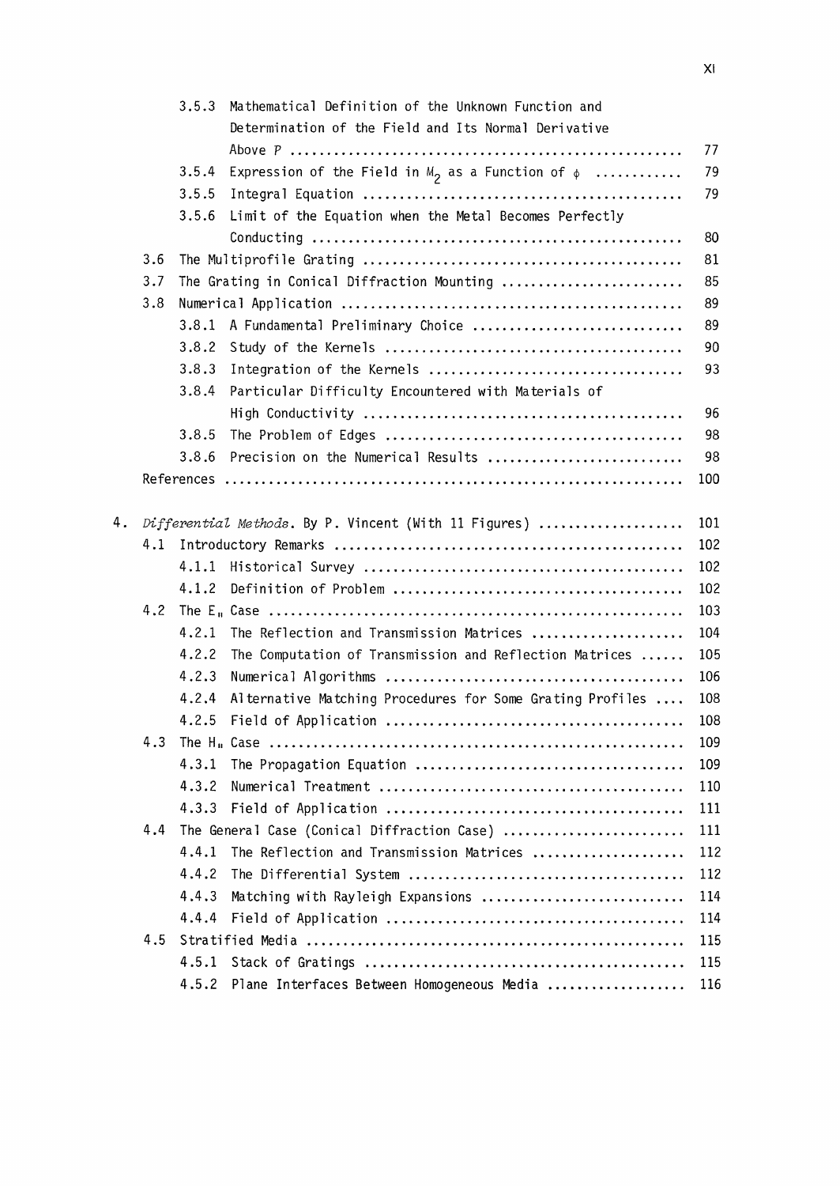3.5.3 Mathematical Definition of the Unknown Function and Determination of the Field and Its Normal Derivative Above $P$ ..... 77

3.5.4 Expression of the Field in $M_2$ as a Function of $\phi$ ..... 79

3.5.5 Integral Equation ..... 79

3.5.6 Limit of the Equation when the Metal Becomes Perfectly Conducting ..... 80

3.6 The Multiprofile Grating ..... 81

3.7 The Grating in Conical Diffraction Mounting ..... 85

3.8 Numerical Application ..... 89

3.8.1 A Fundamental Preliminary Choice ..... 89

3.8.2 Study of the Kernels ..... 90

3.8.3 Integration of the Kernels ..... 93

3.8.4 Particular Difficulty Encountered with Materials of High Conductivity ..... 96

3.8.5 The Problem of Edges ..... 98

3.8.6 Precision on the Numerical Results ..... 98

References ..... 100

4. *Differential Methods*. By P. Vincent (With 11 Figures) ..... 101

4.1 Introductory Remarks ..... 102

4.1.1 Historical Survey ..... 102

4.1.2 Definition of Problem ..... 102

4.2 The $E_{\parallel}$ Case ..... 103

4.2.1 The Reflection and Transmission Matrices ..... 104

4.2.2 The Computation of Transmission and Reflection Matrices ..... 105

4.2.3 Numerical Algorithms ..... 106

4.2.4 Alternative Matching Procedures for Some Grating Profiles ..... 108

4.2.5 Field of Application ..... 108

4.3 The $H_{\parallel}$ Case ..... 109

4.3.1 The Propagation Equation ..... 109

4.3.2 Numerical Treatment ..... 110

4.3.3 Field of Application ..... 111

4.4 The General Case (Conical Diffraction Case) ..... 111

4.4.1 The Reflection and Transmission Matrices ..... 112

4.4.2 The Differential System ..... 112

4.4.3 Matching with Rayleigh Expansions ..... 114

4.4.4 Field of Application ..... 114

4.5 Stratified Media ..... 115

4.5.1 Stack of Gratings ..... 115

4.5.2 Plane Interfaces Between Homogeneous Media ..... 116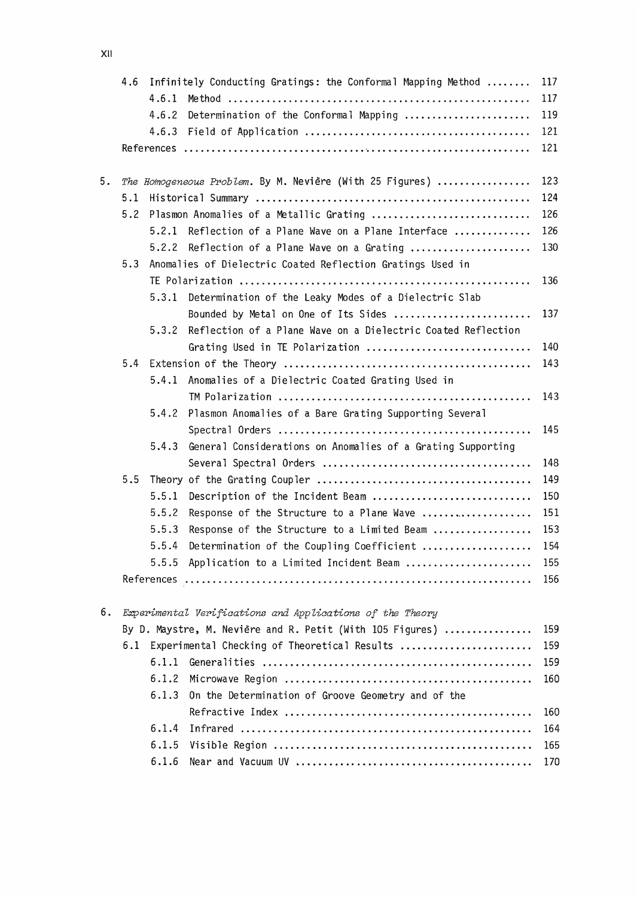4.6 Infinitely Conducting Gratings: the Conformal Mapping Method ........ 117
- 4.6.1 Method ........ 117
- 4.6.2 Determination of the Conformal Mapping ........ 119
- 4.6.3 Field of Application ........ 121

References ........ 121

5. *The Homogeneous Problem.* By M. Nevière (With 25 Figures) ........ 123

5.1 Historical Summary ........ 124

5.2 Plasmon Anomalies of a Metallic Grating ........ 126
- 5.2.1 Reflection of a Plane Wave on a Plane Interface ........ 126
- 5.2.2 Reflection of a Plane Wave on a Grating ........ 130

5.3 Anomalies of Dielectric Coated Reflection Gratings Used in TE Polarization ........ 136
- 5.3.1 Determination of the Leaky Modes of a Dielectric Slab Bounded by Metal on One of Its Sides ........ 137
- 5.3.2 Reflection of a Plane Wave on a Dielectric Coated Reflection Grating Used in TE Polarization ........ 140

5.4 Extension of the Theory ........ 143
- 5.4.1 Anomalies of a Dielectric Coated Grating Used in TM Polarization ........ 143
- 5.4.2 Plasmon Anomalies of a Bare Grating Supporting Several Spectral Orders ........ 145
- 5.4.3 General Considerations on Anomalies of a Grating Supporting Several Spectral Orders ........ 148

5.5 Theory of the Grating Coupler ........ 149
- 5.5.1 Description of the Incident Beam ........ 150
- 5.5.2 Response of the Structure to a Plane Wave ........ 151
- 5.5.3 Response of the Structure to a Limited Beam ........ 153
- 5.5.4 Determination of the Coupling Coefficient ........ 154
- 5.5.5 Application to a Limited Incident Beam ........ 155

References ........ 156

6. *Experimental Verifications and Applications of the Theory*
By D. Maystre, M. Nevière and R. Petit (With 105 Figures) ........ 159

6.1 Experimental Checking of Theoretical Results ........ 159
- 6.1.1 Generalities ........ 159
- 6.1.2 Microwave Region ........ 160
- 6.1.3 On the Determination of Groove Geometry and of the Refractive Index ........ 160
- 6.1.4 Infrared ........ 164
- 6.1.5 Visible Region ........ 165
- 6.1.6 Near and Vacuum UV ........ 170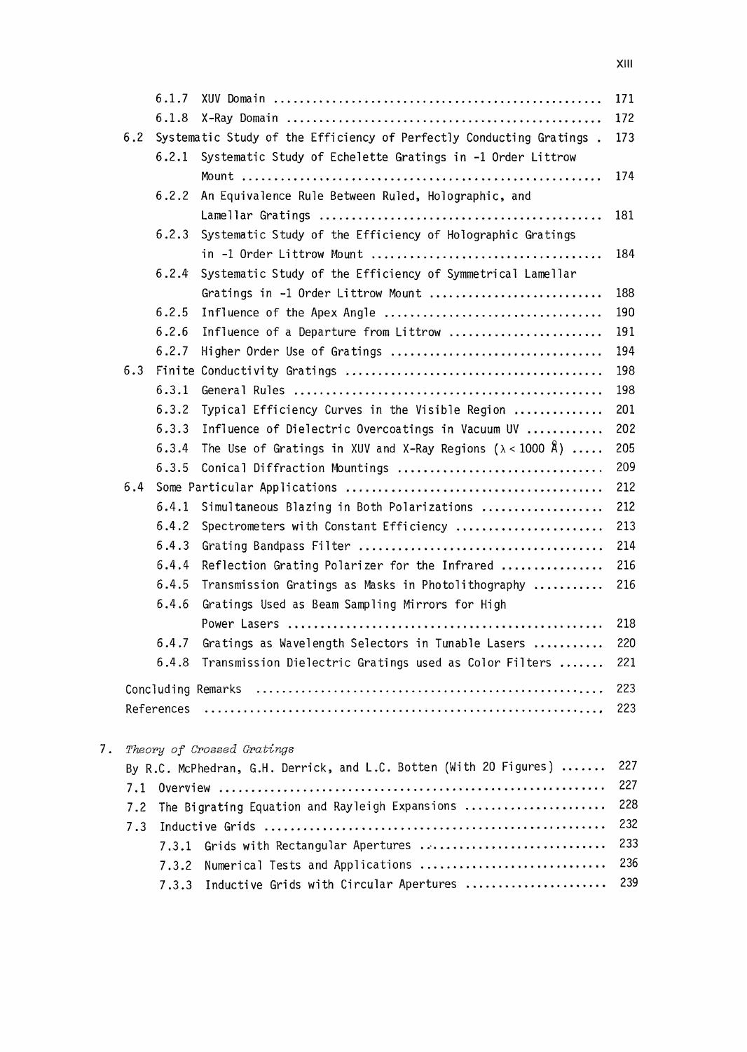6.1.7 XUV Domain ..................................................... 171

6.1.8 X-Ray Domain ..................................................... 172

6.2 Systematic Study of the Efficiency of Perfectly Conducting Gratings . 173

6.2.1 Systematic Study of Echelette Gratings in -1 Order Littrow Mount ..................................................... 174

6.2.2 An Equivalence Rule Between Ruled, Holographic, and Lamellar Gratings ..................................................... 181

6.2.3 Systematic Study of the Efficiency of Holographic Gratings in -1 Order Littrow Mount ..................................................... 184

6.2.4 Systematic Study of the Efficiency of Symmetrical Lamellar Gratings in -1 Order Littrow Mount ..................................................... 188

6.2.5 Influence of the Apex Angle ..................................................... 190

6.2.6 Influence of a Departure from Littrow ..................................................... 191

6.2.7 Higher Order Use of Gratings ..................................................... 194

6.3 Finite Conductivity Gratings ..................................................... 198

6.3.1 General Rules ..................................................... 198

6.3.2 Typical Efficiency Curves in the Visible Region ..................................................... 201

6.3.3 Influence of Dielectric Overcoatings in Vacuum UV ..................................................... 202

6.3.4 The Use of Gratings in XUV and X-Ray Regions ($\lambda < 1000$ Å) ..................................................... 205

6.3.5 Conical Diffraction Mountings ..................................................... 209

6.4 Some Particular Applications ..................................................... 212

6.4.1 Simultaneous Blazing in Both Polarizations ..................................................... 212

6.4.2 Spectrometers with Constant Efficiency ..................................................... 213

6.4.3 Grating Bandpass Filter ..................................................... 214

6.4.4 Reflection Grating Polarizer for the Infrared ..................................................... 216

6.4.5 Transmission Gratings as Masks in Photolithography ..................................................... 216

6.4.6 Gratings Used as Beam Sampling Mirrors for High Power Lasers ..................................................... 218

6.4.7 Gratings as Wavelength Selectors in Tunable Lasers ..................................................... 220

6.4.8 Transmission Dielectric Gratings used as Color Filters ..................................................... 221

Concluding Remarks ..................................................... 223

References ..................................................... 223

7. *Theory of Crossed Gratings*

By R.C. McPhedran, G.H. Derrick, and L.C. Botten (With 20 Figures) ..................................................... 227

7.1 Overview ..................................................... 227

7.2 The Bigrating Equation and Rayleigh Expansions ..................................................... 228

7.3 Inductive Grids ..................................................... 232

7.3.1 Grids with Rectangular Apertures ..................................................... 233

7.3.2 Numerical Tests and Applications ..................................................... 236

7.3.3 Inductive Grids with Circular Apertures ..................................................... 239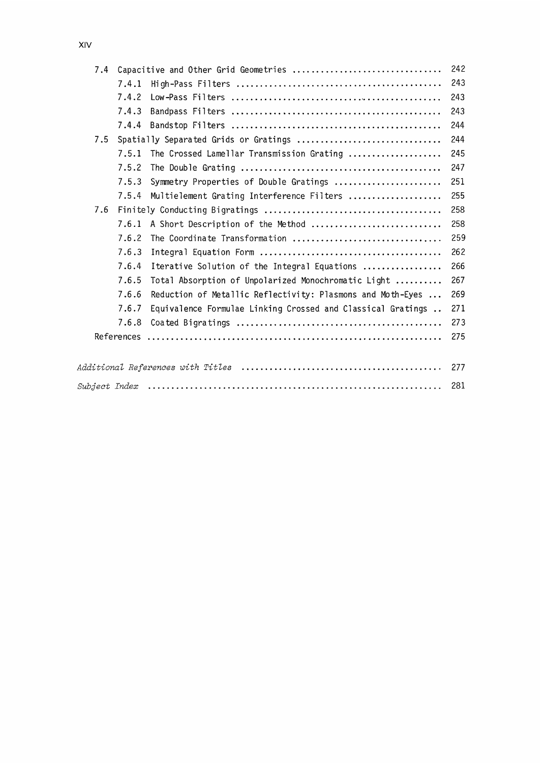7.4 Capacitive and Other Grid Geometries ............................... 242
  7.4.1 High-Pass Filters ........................................... 243
  7.4.2 Low-Pass Filters ............................................ 243
  7.4.3 Bandpass Filters ............................................ 243
  7.4.4 Bandstop Filters ............................................ 244
7.5 Spatially Separated Grids or Gratings .............................. 244
  7.5.1 The Crossed Lamellar Transmission Grating .................... 245
  7.5.2 The Double Grating ........................................... 247
  7.5.3 Symmetry Properties of Double Gratings ....................... 251
  7.5.4 Multielement Grating Interference Filters .................... 255
7.6 Finitely Conducting Bigratings ...................................... 258
  7.6.1 A Short Description of the Method ............................ 258
  7.6.2 The Coordinate Transformation ................................ 259
  7.6.3 Integral Equation Form ....................................... 262
  7.6.4 Iterative Solution of the Integral Equations ................. 266
  7.6.5 Total Absorption of Unpolarized Monochromatic Light .......... 267
  7.6.6 Reduction of Metallic Reflectivity: Plasmons and Moth-Eyes ... 269
  7.6.7 Equivalence Formulae Linking Crossed and Classical Gratings .. 271
  7.6.8 Coated Bigratings ............................................ 273
References ............................................................... 275

*Additional References with Titles* ........................................... 277

*Subject Index* ................................................................ 281